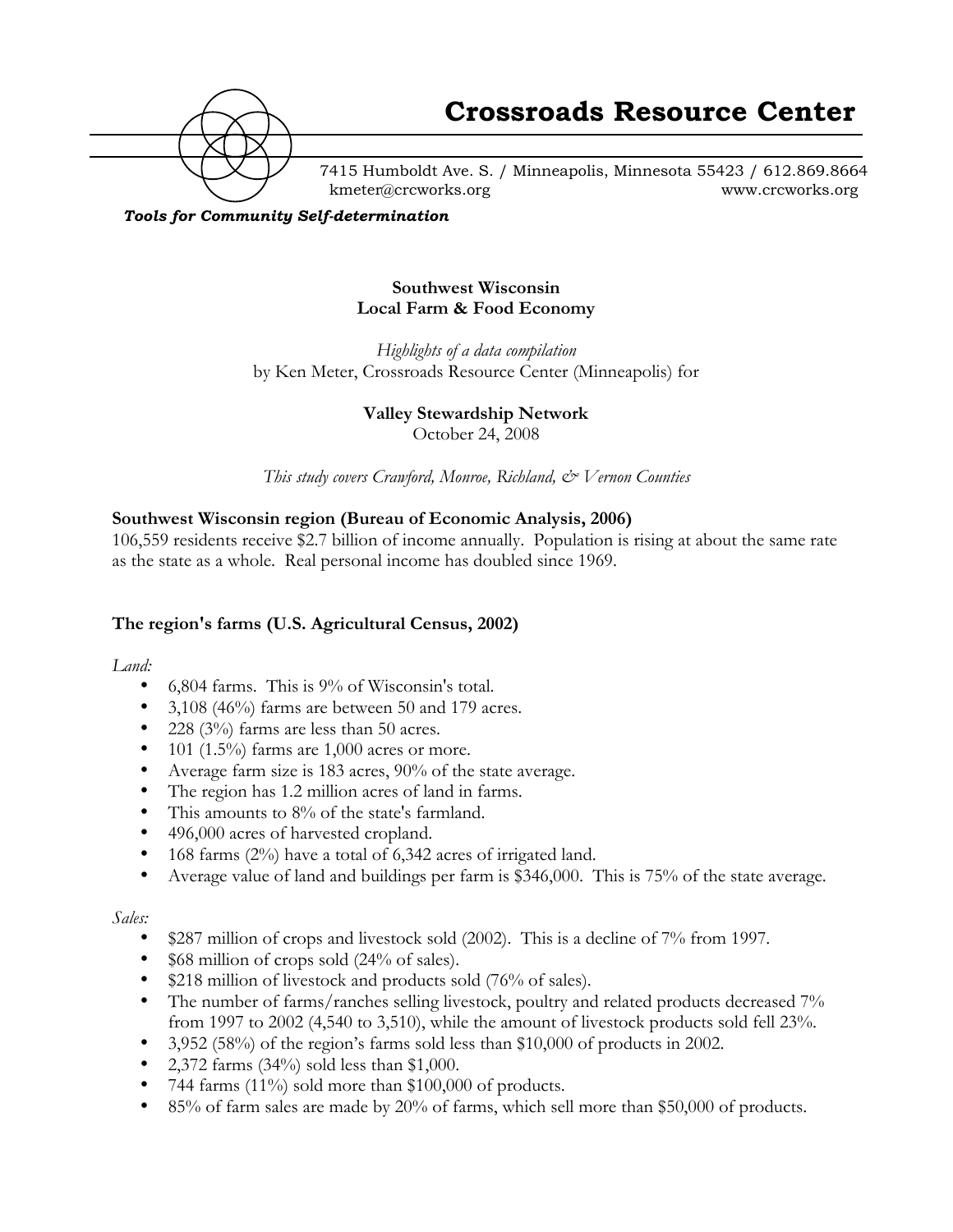# Crossroads Resource Center

7415 Humboldt Ave. S. / Minneapolis, Minnesota 55423 / 612.869.8664
kmeter@crcworks.org www.crcworks.org

***Tools for Community Self-determination***

**Southwest Wisconsin**
**Local Farm & Food Economy**

*Highlights of a data compilation*
by Ken Meter, Crossroads Resource Center (Minneapolis) for

**Valley Stewardship Network**
October 24, 2008

*This study covers Crawford, Monroe, Richland, & Vernon Counties*

## Southwest Wisconsin region (Bureau of Economic Analysis, 2006)

106,559 residents receive $2.7 billion of income annually. Population is rising at about the same rate as the state as a whole. Real personal income has doubled since 1969.

## The region's farms (U.S. Agricultural Census, 2002)

*Land:*

- 6,804 farms. This is 9% of Wisconsin's total.
- 3,108 (46%) farms are between 50 and 179 acres.
- 228 (3%) farms are less than 50 acres.
- 101 (1.5%) farms are 1,000 acres or more.
- Average farm size is 183 acres, 90% of the state average.
- The region has 1.2 million acres of land in farms.
- This amounts to 8% of the state's farmland.
- 496,000 acres of harvested cropland.
- 168 farms (2%) have a total of 6,342 acres of irrigated land.
- Average value of land and buildings per farm is $346,000. This is 75% of the state average.

*Sales:*

- $287 million of crops and livestock sold (2002). This is a decline of 7% from 1997.
- $68 million of crops sold (24% of sales).
- $218 million of livestock and products sold (76% of sales).
- The number of farms/ranches selling livestock, poultry and related products decreased 7% from 1997 to 2002 (4,540 to 3,510), while the amount of livestock products sold fell 23%.
- 3,952 (58%) of the region's farms sold less than $10,000 of products in 2002.
- 2,372 farms (34%) sold less than $1,000.
- 744 farms (11%) sold more than $100,000 of products.
- 85% of farm sales are made by 20% of farms, which sell more than $50,000 of products.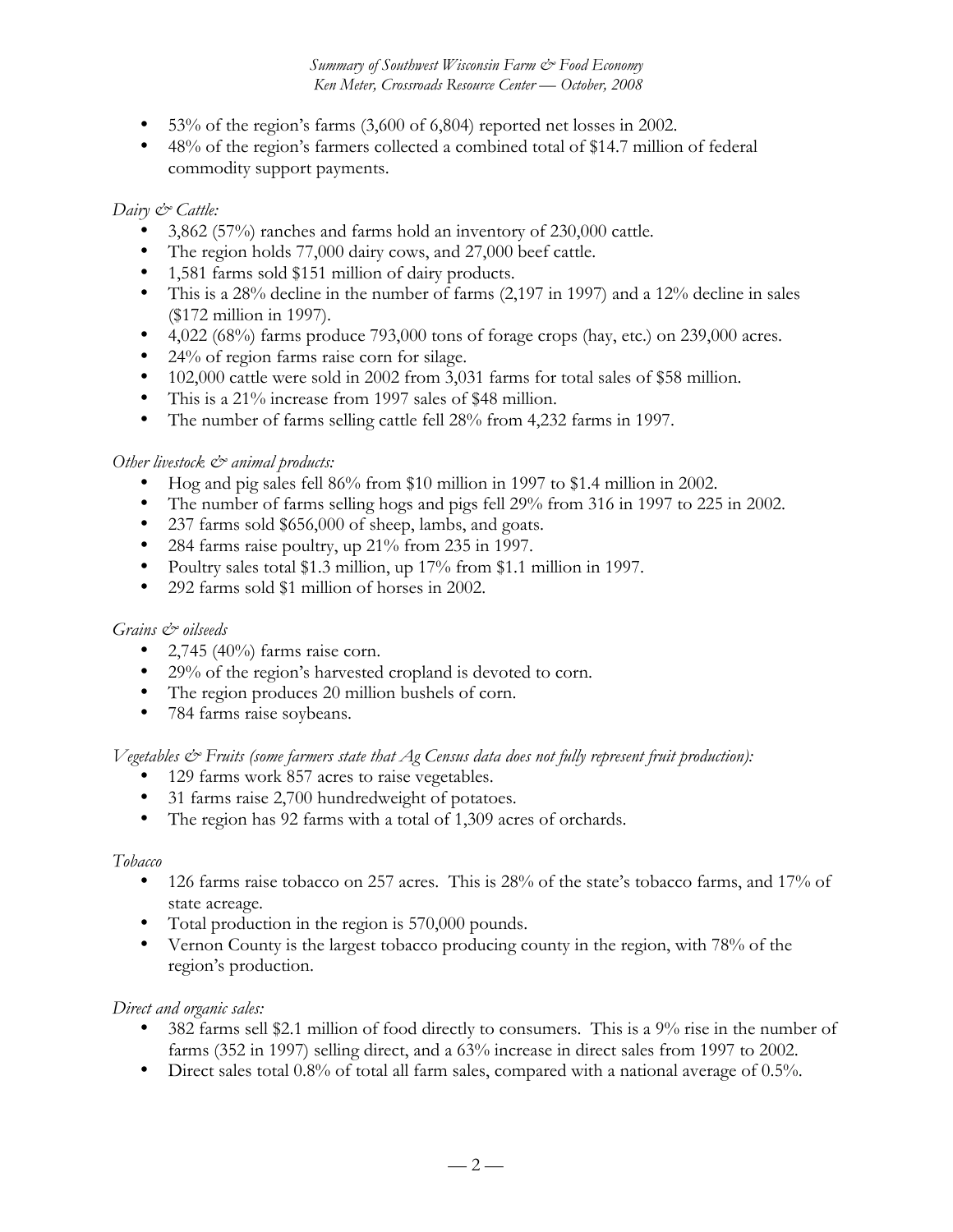- 53% of the region's farms (3,600 of 6,804) reported net losses in 2002.
- 48% of the region's farmers collected a combined total of $14.7 million of federal commodity support payments.

*Dairy & Cattle:*

- 3,862 (57%) ranches and farms hold an inventory of 230,000 cattle.
- The region holds 77,000 dairy cows, and 27,000 beef cattle.
- 1,581 farms sold $151 million of dairy products.
- This is a 28% decline in the number of farms (2,197 in 1997) and a 12% decline in sales ($172 million in 1997).
- 4,022 (68%) farms produce 793,000 tons of forage crops (hay, etc.) on 239,000 acres.
- 24% of region farms raise corn for silage.
- 102,000 cattle were sold in 2002 from 3,031 farms for total sales of $58 million.
- This is a 21% increase from 1997 sales of $48 million.
- The number of farms selling cattle fell 28% from 4,232 farms in 1997.

*Other livestock & animal products:*

- Hog and pig sales fell 86% from $10 million in 1997 to $1.4 million in 2002.
- The number of farms selling hogs and pigs fell 29% from 316 in 1997 to 225 in 2002.
- 237 farms sold $656,000 of sheep, lambs, and goats.
- 284 farms raise poultry, up 21% from 235 in 1997.
- Poultry sales total $1.3 million, up 17% from $1.1 million in 1997.
- 292 farms sold $1 million of horses in 2002.

*Grains & oilseeds*

- 2,745 (40%) farms raise corn.
- 29% of the region's harvested cropland is devoted to corn.
- The region produces 20 million bushels of corn.
- 784 farms raise soybeans.

*Vegetables & Fruits (some farmers state that Ag Census data does not fully represent fruit production):*

- 129 farms work 857 acres to raise vegetables.
- 31 farms raise 2,700 hundredweight of potatoes.
- The region has 92 farms with a total of 1,309 acres of orchards.

*Tobacco*

- 126 farms raise tobacco on 257 acres. This is 28% of the state's tobacco farms, and 17% of state acreage.
- Total production in the region is 570,000 pounds.
- Vernon County is the largest tobacco producing county in the region, with 78% of the region's production.

*Direct and organic sales:*

- 382 farms sell $2.1 million of food directly to consumers. This is a 9% rise in the number of farms (352 in 1997) selling direct, and a 63% increase in direct sales from 1997 to 2002.
- Direct sales total 0.8% of total all farm sales, compared with a national average of 0.5%.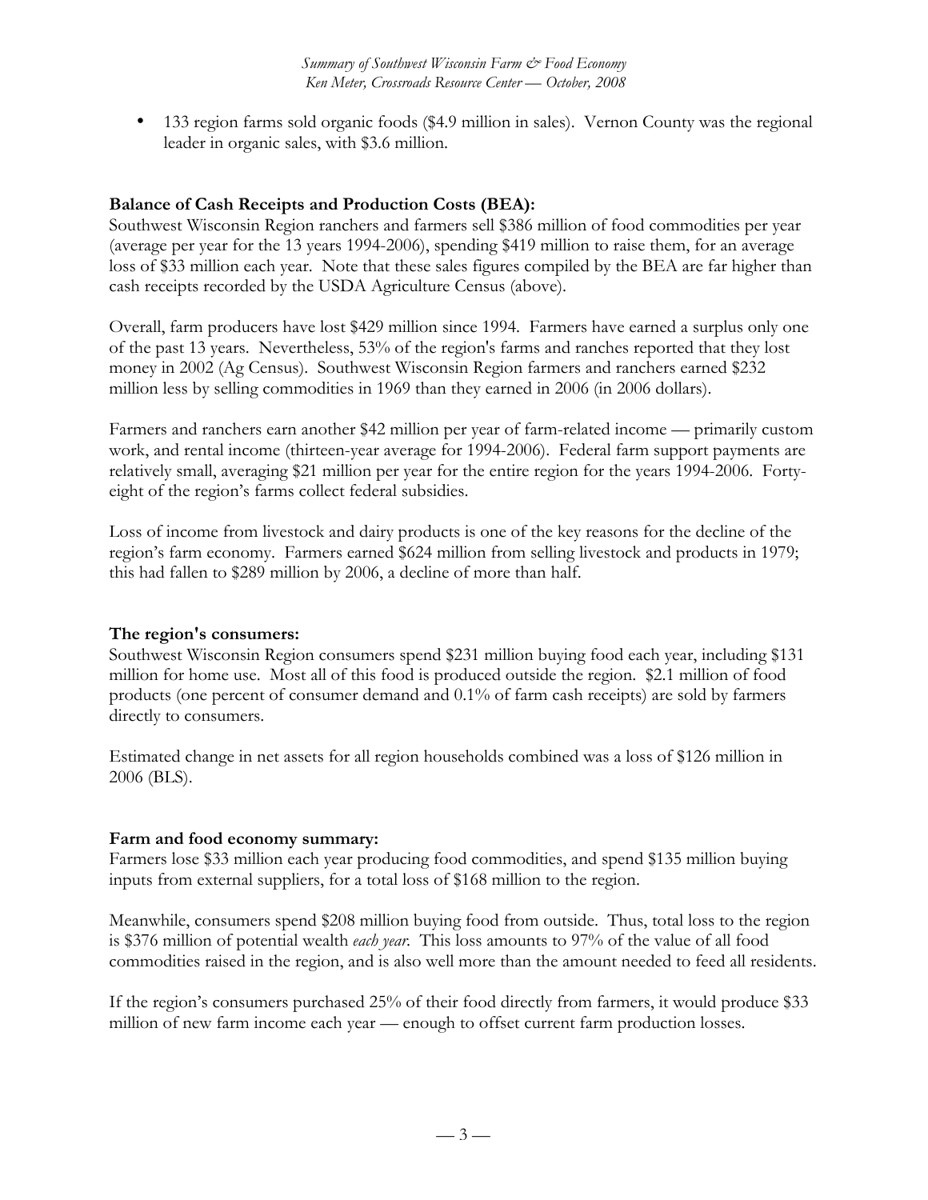- 133 region farms sold organic foods ($4.9 million in sales). Vernon County was the regional leader in organic sales, with $3.6 million.

**Balance of Cash Receipts and Production Costs (BEA):**
Southwest Wisconsin Region ranchers and farmers sell $386 million of food commodities per year (average per year for the 13 years 1994-2006), spending $419 million to raise them, for an average loss of $33 million each year. Note that these sales figures compiled by the BEA are far higher than cash receipts recorded by the USDA Agriculture Census (above).

Overall, farm producers have lost $429 million since 1994. Farmers have earned a surplus only one of the past 13 years. Nevertheless, 53% of the region's farms and ranches reported that they lost money in 2002 (Ag Census). Southwest Wisconsin Region farmers and ranchers earned $232 million less by selling commodities in 1969 than they earned in 2006 (in 2006 dollars).

Farmers and ranchers earn another $42 million per year of farm-related income — primarily custom work, and rental income (thirteen-year average for 1994-2006). Federal farm support payments are relatively small, averaging $21 million per year for the entire region for the years 1994-2006. Forty-eight of the region's farms collect federal subsidies.

Loss of income from livestock and dairy products is one of the key reasons for the decline of the region's farm economy. Farmers earned $624 million from selling livestock and products in 1979; this had fallen to $289 million by 2006, a decline of more than half.

**The region's consumers:**
Southwest Wisconsin Region consumers spend $231 million buying food each year, including $131 million for home use. Most all of this food is produced outside the region. $2.1 million of food products (one percent of consumer demand and 0.1% of farm cash receipts) are sold by farmers directly to consumers.

Estimated change in net assets for all region households combined was a loss of $126 million in 2006 (BLS).

**Farm and food economy summary:**
Farmers lose $33 million each year producing food commodities, and spend $135 million buying inputs from external suppliers, for a total loss of $168 million to the region.

Meanwhile, consumers spend $208 million buying food from outside. Thus, total loss to the region is $376 million of potential wealth *each year*. This loss amounts to 97% of the value of all food commodities raised in the region, and is also well more than the amount needed to feed all residents.

If the region's consumers purchased 25% of their food directly from farmers, it would produce $33 million of new farm income each year — enough to offset current farm production losses.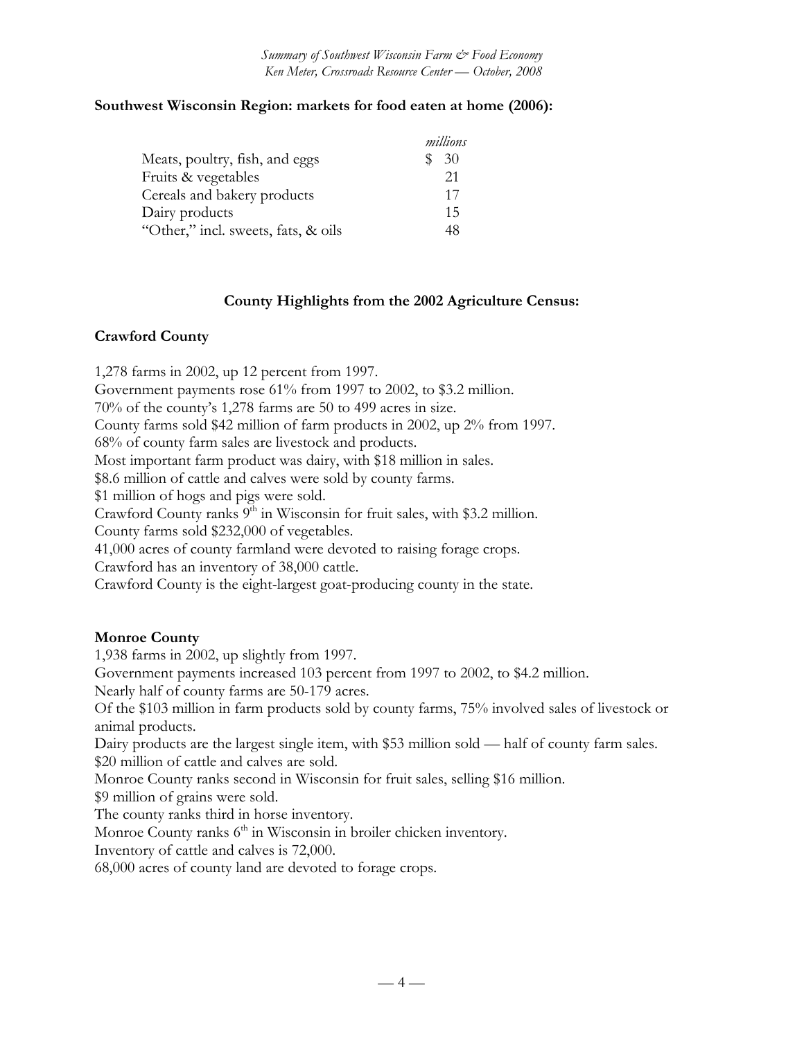**Southwest Wisconsin Region: markets for food eaten at home (2006):**

| | *millions* |
|---|---|
| Meats, poultry, fish, and eggs | $ 30 |
| Fruits & vegetables | 21 |
| Cereals and bakery products | 17 |
| Dairy products | 15 |
| "Other," incl. sweets, fats, & oils | 48 |

## County Highlights from the 2002 Agriculture Census:

### Crawford County

1,278 farms in 2002, up 12 percent from 1997.
Government payments rose 61% from 1997 to 2002, to $3.2 million.
70% of the county's 1,278 farms are 50 to 499 acres in size.
County farms sold $42 million of farm products in 2002, up 2% from 1997.
68% of county farm sales are livestock and products.
Most important farm product was dairy, with $18 million in sales.
$8.6 million of cattle and calves were sold by county farms.
$1 million of hogs and pigs were sold.
Crawford County ranks 9th in Wisconsin for fruit sales, with $3.2 million.
County farms sold $232,000 of vegetables.
41,000 acres of county farmland were devoted to raising forage crops.
Crawford has an inventory of 38,000 cattle.
Crawford County is the eight-largest goat-producing county in the state.

### Monroe County

1,938 farms in 2002, up slightly from 1997.
Government payments increased 103 percent from 1997 to 2002, to $4.2 million.
Nearly half of county farms are 50-179 acres.
Of the $103 million in farm products sold by county farms, 75% involved sales of livestock or animal products.
Dairy products are the largest single item, with $53 million sold — half of county farm sales.
$20 million of cattle and calves are sold.
Monroe County ranks second in Wisconsin for fruit sales, selling $16 million.
$9 million of grains were sold.
The county ranks third in horse inventory.
Monroe County ranks 6th in Wisconsin in broiler chicken inventory.
Inventory of cattle and calves is 72,000.
68,000 acres of county land are devoted to forage crops.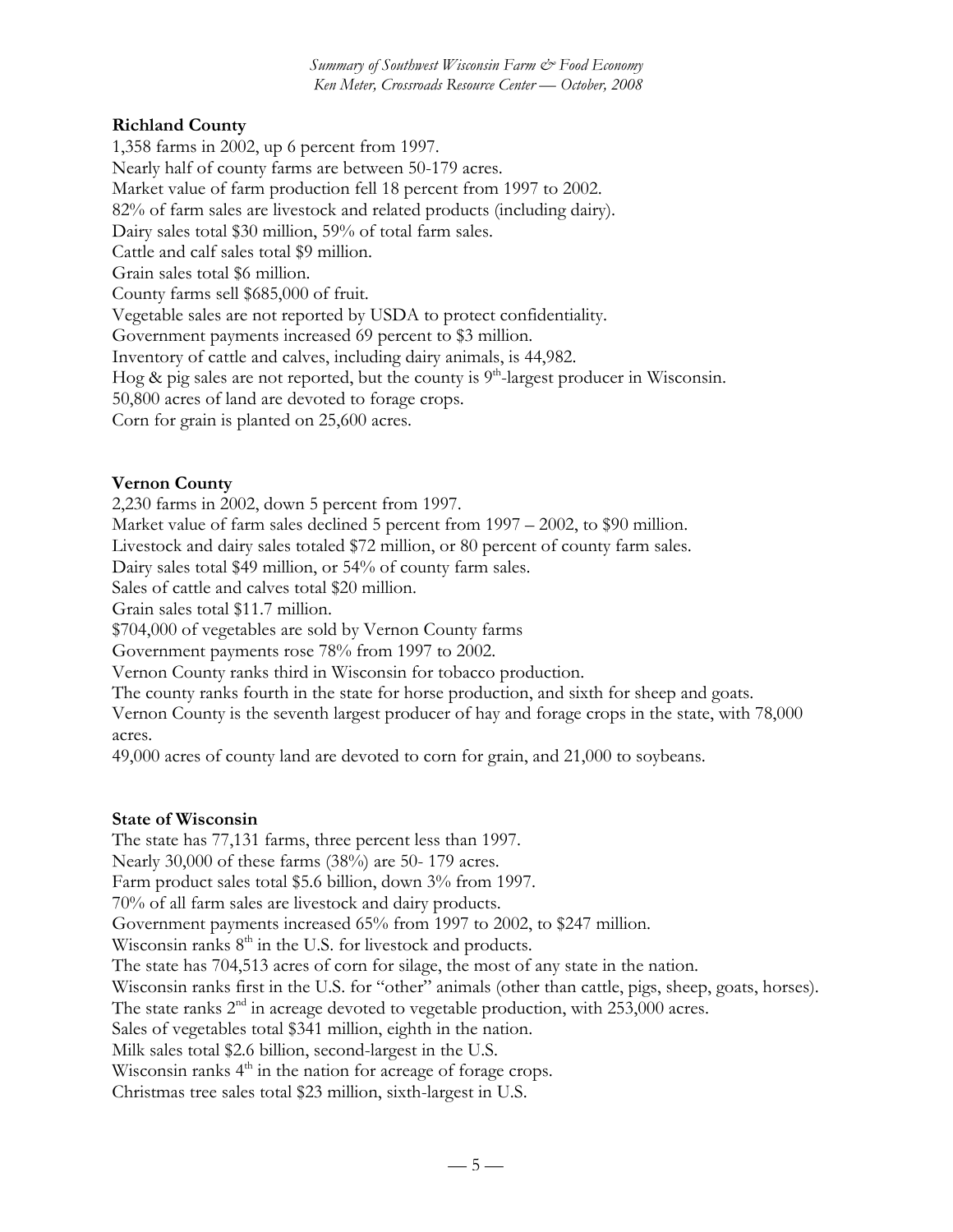### Richland County

1,358 farms in 2002, up 6 percent from 1997.
Nearly half of county farms are between 50-179 acres.
Market value of farm production fell 18 percent from 1997 to 2002.
82% of farm sales are livestock and related products (including dairy).
Dairy sales total $30 million, 59% of total farm sales.
Cattle and calf sales total $9 million.
Grain sales total $6 million.
County farms sell $685,000 of fruit.
Vegetable sales are not reported by USDA to protect confidentiality.
Government payments increased 69 percent to $3 million.
Inventory of cattle and calves, including dairy animals, is 44,982.
Hog & pig sales are not reported, but the county is 9th-largest producer in Wisconsin.
50,800 acres of land are devoted to forage crops.
Corn for grain is planted on 25,600 acres.

### Vernon County

2,230 farms in 2002, down 5 percent from 1997.
Market value of farm sales declined 5 percent from 1997 – 2002, to $90 million.
Livestock and dairy sales totaled $72 million, or 80 percent of county farm sales.
Dairy sales total $49 million, or 54% of county farm sales.
Sales of cattle and calves total $20 million.
Grain sales total $11.7 million.
$704,000 of vegetables are sold by Vernon County farms
Government payments rose 78% from 1997 to 2002.
Vernon County ranks third in Wisconsin for tobacco production.
The county ranks fourth in the state for horse production, and sixth for sheep and goats.
Vernon County is the seventh largest producer of hay and forage crops in the state, with 78,000 acres.
49,000 acres of county land are devoted to corn for grain, and 21,000 to soybeans.

### State of Wisconsin

The state has 77,131 farms, three percent less than 1997.
Nearly 30,000 of these farms (38%) are 50- 179 acres.
Farm product sales total $5.6 billion, down 3% from 1997.
70% of all farm sales are livestock and dairy products.
Government payments increased 65% from 1997 to 2002, to $247 million.
Wisconsin ranks 8th in the U.S. for livestock and products.
The state has 704,513 acres of corn for silage, the most of any state in the nation.
Wisconsin ranks first in the U.S. for "other" animals (other than cattle, pigs, sheep, goats, horses).
The state ranks 2nd in acreage devoted to vegetable production, with 253,000 acres.
Sales of vegetables total $341 million, eighth in the nation.
Milk sales total $2.6 billion, second-largest in the U.S.
Wisconsin ranks 4th in the nation for acreage of forage crops.
Christmas tree sales total $23 million, sixth-largest in U.S.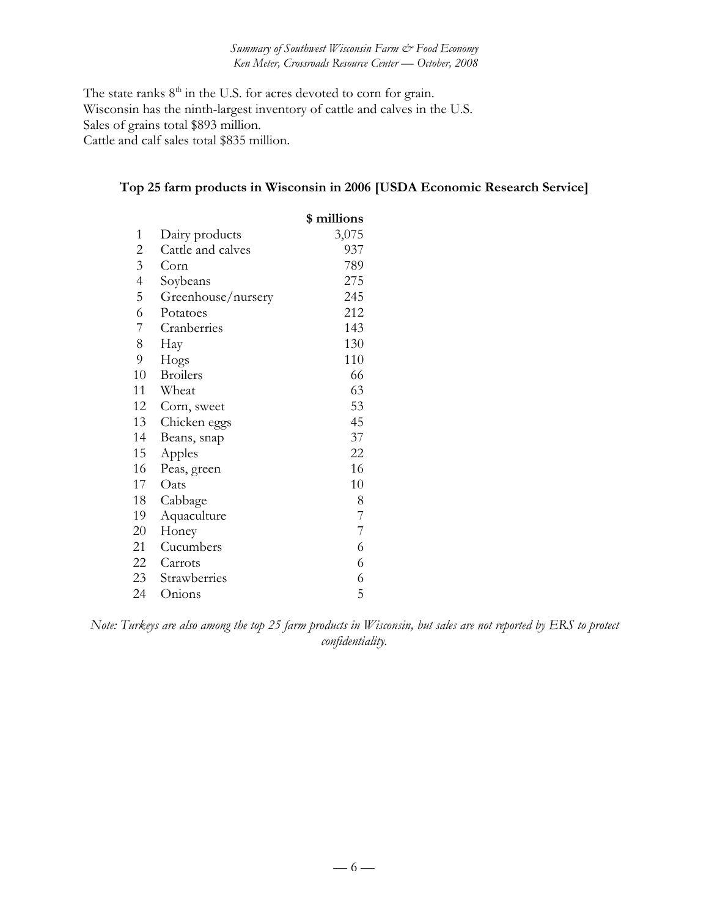The state ranks 8th in the U.S. for acres devoted to corn for grain.
Wisconsin has the ninth-largest inventory of cattle and calves in the U.S.
Sales of grains total $893 million.
Cattle and calf sales total $835 million.

### Top 25 farm products in Wisconsin in 2006 [USDA Economic Research Service]

| | | $ millions |
|---|---|---|
| 1 | Dairy products | 3,075 |
| 2 | Cattle and calves | 937 |
| 3 | Corn | 789 |
| 4 | Soybeans | 275 |
| 5 | Greenhouse/nursery | 245 |
| 6 | Potatoes | 212 |
| 7 | Cranberries | 143 |
| 8 | Hay | 130 |
| 9 | Hogs | 110 |
| 10 | Broilers | 66 |
| 11 | Wheat | 63 |
| 12 | Corn, sweet | 53 |
| 13 | Chicken eggs | 45 |
| 14 | Beans, snap | 37 |
| 15 | Apples | 22 |
| 16 | Peas, green | 16 |
| 17 | Oats | 10 |
| 18 | Cabbage | 8 |
| 19 | Aquaculture | 7 |
| 20 | Honey | 7 |
| 21 | Cucumbers | 6 |
| 22 | Carrots | 6 |
| 23 | Strawberries | 6 |
| 24 | Onions | 5 |

*Note: Turkeys are also among the top 25 farm products in Wisconsin, but sales are not reported by ERS to protect confidentiality.*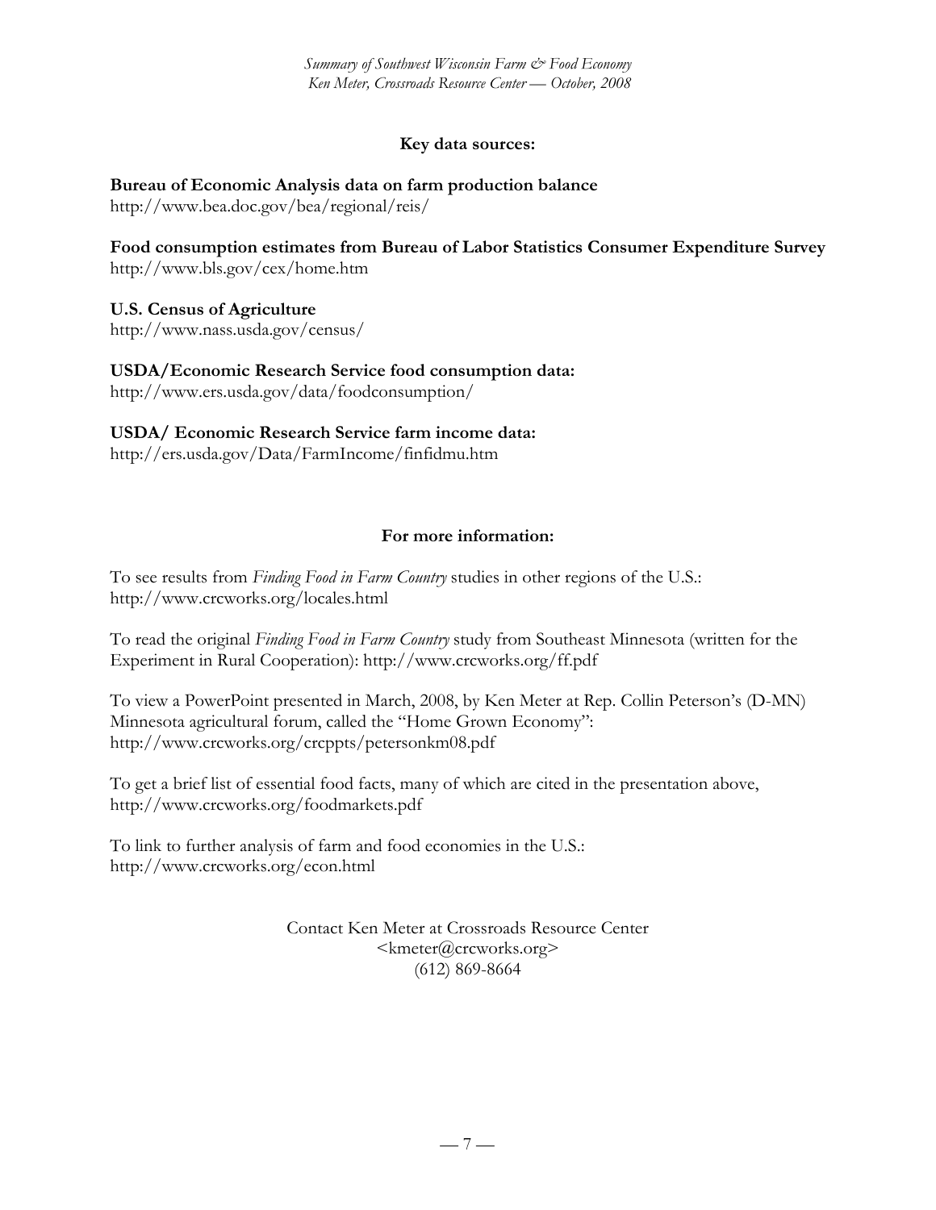### Key data sources:

**Bureau of Economic Analysis data on farm production balance**
http://www.bea.doc.gov/bea/regional/reis/

**Food consumption estimates from Bureau of Labor Statistics Consumer Expenditure Survey**
http://www.bls.gov/cex/home.htm

**U.S. Census of Agriculture**
http://www.nass.usda.gov/census/

**USDA/Economic Research Service food consumption data:**
http://www.ers.usda.gov/data/foodconsumption/

**USDA/ Economic Research Service farm income data:**
http://ers.usda.gov/Data/FarmIncome/finfidmu.htm

### For more information:

To see results from *Finding Food in Farm Country* studies in other regions of the U.S.:
http://www.crcworks.org/locales.html

To read the original *Finding Food in Farm Country* study from Southeast Minnesota (written for the Experiment in Rural Cooperation): http://www.crcworks.org/ff.pdf

To view a PowerPoint presented in March, 2008, by Ken Meter at Rep. Collin Peterson's (D-MN) Minnesota agricultural forum, called the "Home Grown Economy":
http://www.crcworks.org/crcppts/petersonkm08.pdf

To get a brief list of essential food facts, many of which are cited in the presentation above,
http://www.crcworks.org/foodmarkets.pdf

To link to further analysis of farm and food economies in the U.S.:
http://www.crcworks.org/econ.html

Contact Ken Meter at Crossroads Resource Center
<kmeter@crcworks.org>
(612) 869-8664